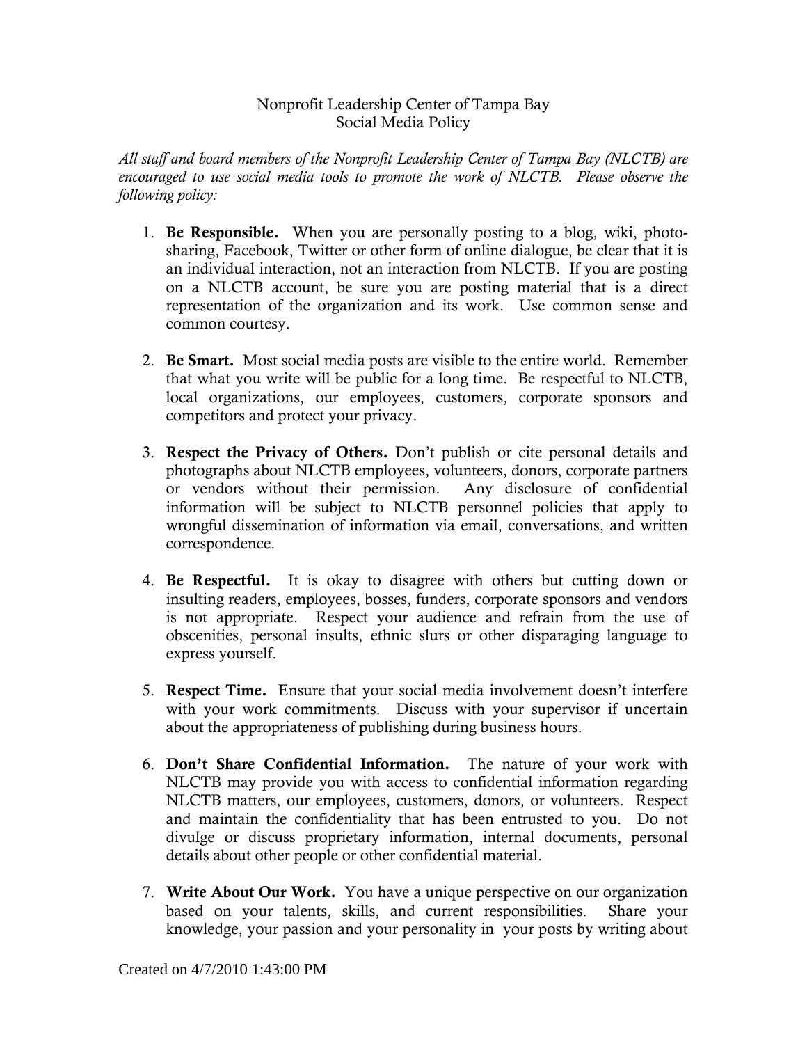# Nonprofit Leadership Center of Tampa Bay
## Social Media Policy

*All staff and board members of the Nonprofit Leadership Center of Tampa Bay (NLCTB) are encouraged to use social media tools to promote the work of NLCTB. Please observe the following policy:*

1. **Be Responsible.** When you are personally posting to a blog, wiki, photo-sharing, Facebook, Twitter or other form of online dialogue, be clear that it is an individual interaction, not an interaction from NLCTB. If you are posting on a NLCTB account, be sure you are posting material that is a direct representation of the organization and its work. Use common sense and common courtesy.

2. **Be Smart.** Most social media posts are visible to the entire world. Remember that what you write will be public for a long time. Be respectful to NLCTB, local organizations, our employees, customers, corporate sponsors and competitors and protect your privacy.

3. **Respect the Privacy of Others.** Don't publish or cite personal details and photographs about NLCTB employees, volunteers, donors, corporate partners or vendors without their permission. Any disclosure of confidential information will be subject to NLCTB personnel policies that apply to wrongful dissemination of information via email, conversations, and written correspondence.

4. **Be Respectful.** It is okay to disagree with others but cutting down or insulting readers, employees, bosses, funders, corporate sponsors and vendors is not appropriate. Respect your audience and refrain from the use of obscenities, personal insults, ethnic slurs or other disparaging language to express yourself.

5. **Respect Time.** Ensure that your social media involvement doesn't interfere with your work commitments. Discuss with your supervisor if uncertain about the appropriateness of publishing during business hours.

6. **Don't Share Confidential Information.** The nature of your work with NLCTB may provide you with access to confidential information regarding NLCTB matters, our employees, customers, donors, or volunteers. Respect and maintain the confidentiality that has been entrusted to you. Do not divulge or discuss proprietary information, internal documents, personal details about other people or other confidential material.

7. **Write About Our Work.** You have a unique perspective on our organization based on your talents, skills, and current responsibilities. Share your knowledge, your passion and your personality in your posts by writing about

Created on 4/7/2010 1:43:00 PM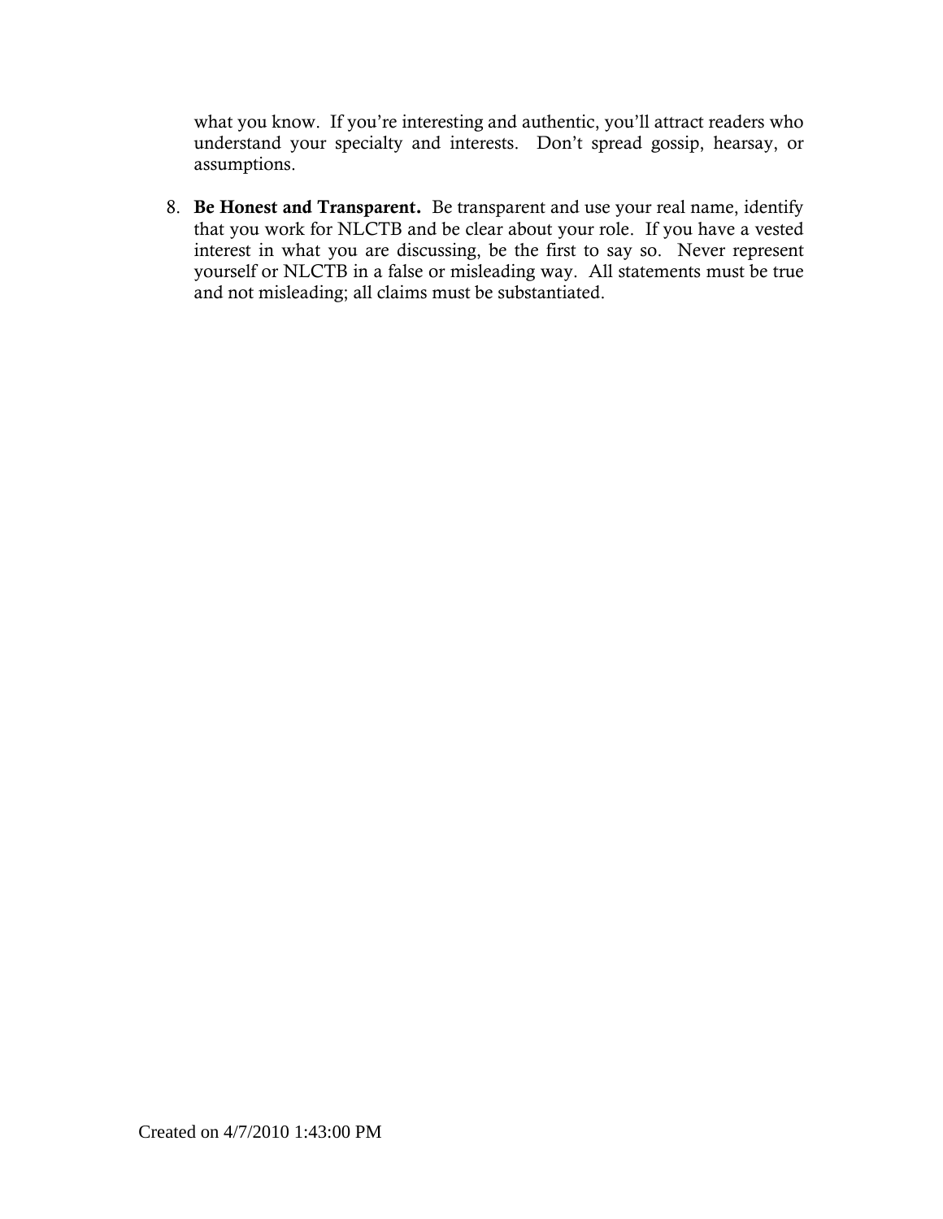what you know. If you're interesting and authentic, you'll attract readers who understand your specialty and interests. Don't spread gossip, hearsay, or assumptions.

8. **Be Honest and Transparent.** Be transparent and use your real name, identify that you work for NLCTB and be clear about your role. If you have a vested interest in what you are discussing, be the first to say so. Never represent yourself or NLCTB in a false or misleading way. All statements must be true and not misleading; all claims must be substantiated.

Created on 4/7/2010 1:43:00 PM